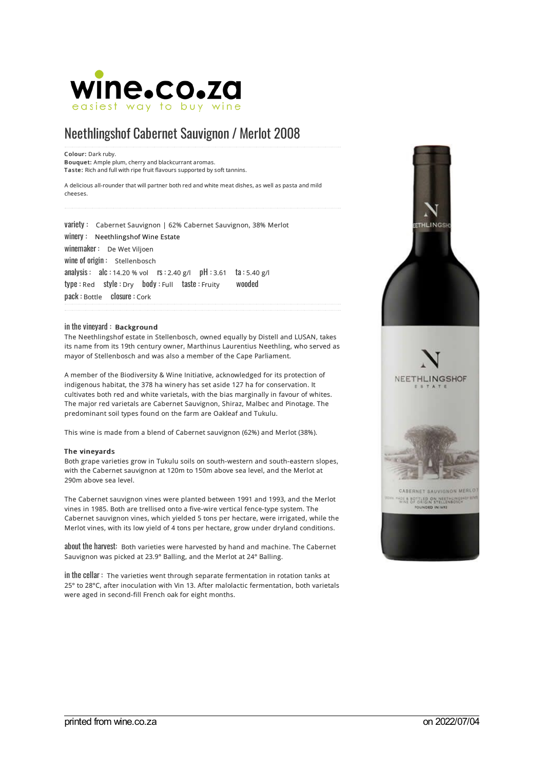wine.co.za
easiest way to buy wine

# Neethlingshof Cabernet Sauvignon / Merlot 2008

**Colour:** Dark ruby.
**Bouquet:** Ample plum, cherry and blackcurrant aromas.
**Taste:** Rich and full with ripe fruit flavours supported by soft tannins.

A delicious all-rounder that will partner both red and white meat dishes, as well as pasta and mild cheeses.

variety : Cabernet Sauvignon | 62% Cabernet Sauvignon, 38% Merlot
winery : Neethlingshof Wine Estate
winemaker : De Wet Viljoen
wine of origin : Stellenbosch
analysis : alc : 14.20 % vol rs : 2.40 g/l pH : 3.61 ta : 5.40 g/l
type : Red style : Dry body : Full taste : Fruity wooded
pack : Bottle closure : Cork

in the vineyard : **Background**
The Neethlingshof estate in Stellenbosch, owned equally by Distell and LUSAN, takes its name from its 19th century owner, Marthinus Laurentius Neethling, who served as mayor of Stellenbosch and was also a member of the Cape Parliament.

A member of the Biodiversity & Wine Initiative, acknowledged for its protection of indigenous habitat, the 378 ha winery has set aside 127 ha for conservation. It cultivates both red and white varietals, with the bias marginally in favour of whites. The major red varietals are Cabernet Sauvignon, Shiraz, Malbec and Pinotage. The predominant soil types found on the farm are Oakleaf and Tukulu.

This wine is made from a blend of Cabernet sauvignon (62%) and Merlot (38%).

**The vineyards**
Both grape varieties grow in Tukulu soils on south-western and south-eastern slopes, with the Cabernet sauvignon at 120m to 150m above sea level, and the Merlot at 290m above sea level.

The Cabernet sauvignon vines were planted between 1991 and 1993, and the Merlot vines in 1985. Both are trellised onto a five-wire vertical fence-type system. The Cabernet sauvignon vines, which yielded 5 tons per hectare, were irrigated, while the Merlot vines, with its low yield of 4 tons per hectare, grow under dryland conditions.

about the harvest: Both varieties were harvested by hand and machine. The Cabernet Sauvignon was picked at 23.9° Balling, and the Merlot at 24° Balling.

in the cellar : The varieties went through separate fermentation in rotation tanks at 25° to 28°C, after inoculation with Vin 13. After malolactic fermentation, both varietals were aged in second-fill French oak for eight months.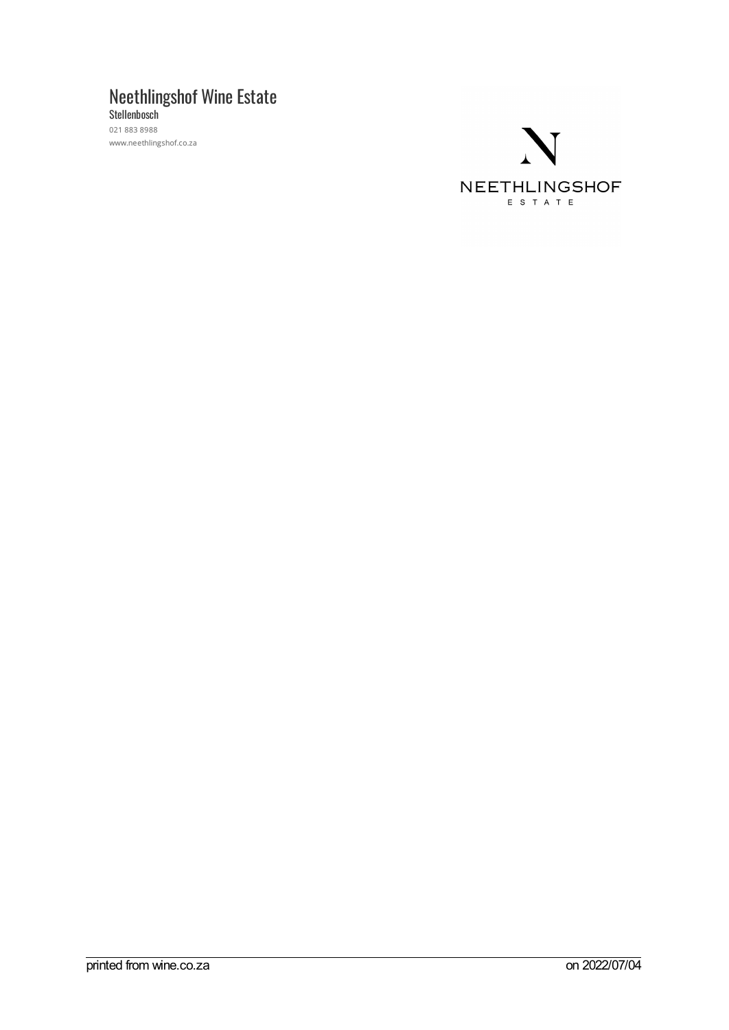# Neethlingshof Wine Estate

Stellenbosch

021 883 8988

www.neethlingshof.co.za